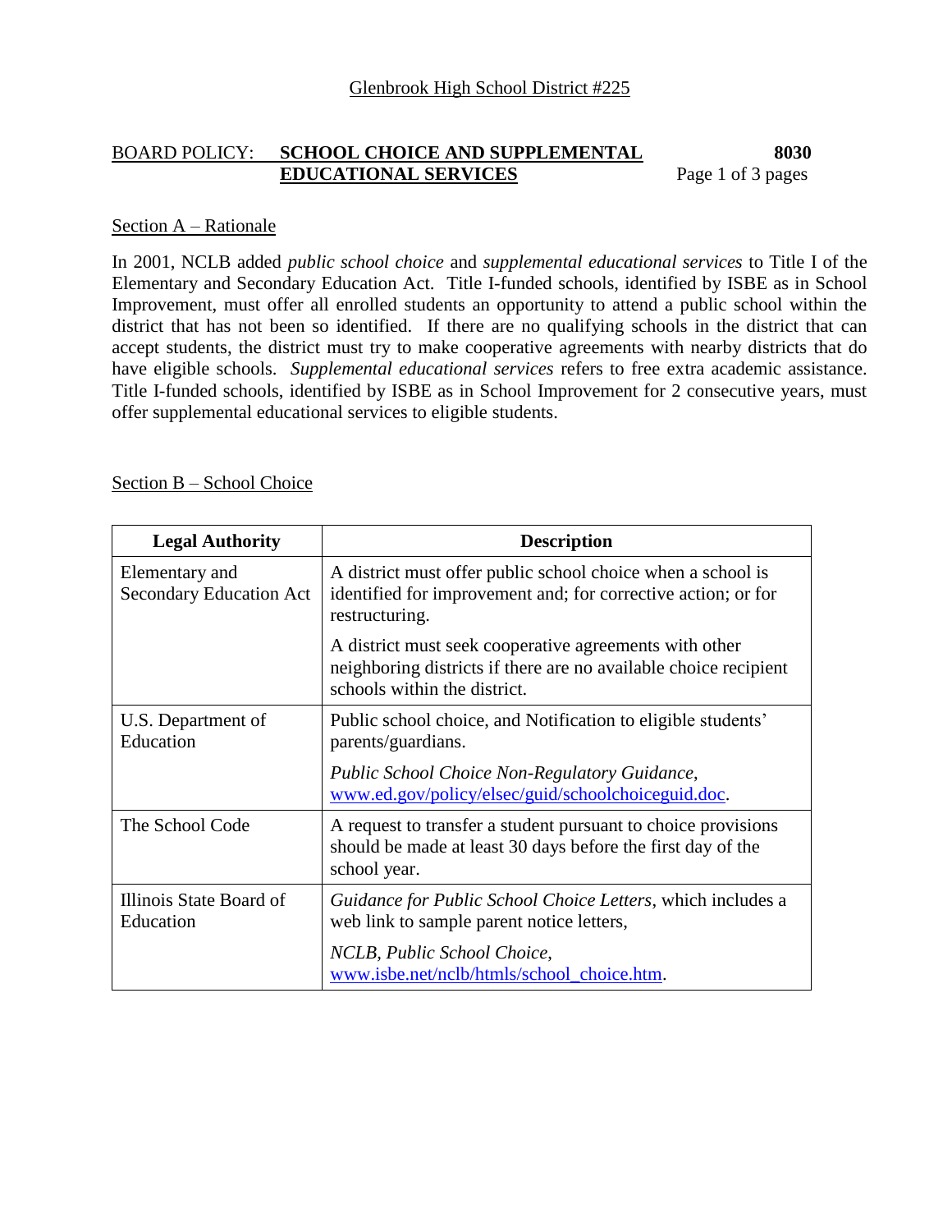Glenbrook High School District #225

BOARD POLICY: **SCHOOL CHOICE AND SUPPLEMENTAL EDUCATIONAL SERVICES** **8030**

## Section A – Rationale

In 2001, NCLB added *public school choice* and *supplemental educational services* to Title I of the Elementary and Secondary Education Act. Title I-funded schools, identified by ISBE as in School Improvement, must offer all enrolled students an opportunity to attend a public school within the district that has not been so identified. If there are no qualifying schools in the district that can accept students, the district must try to make cooperative agreements with nearby districts that do have eligible schools. *Supplemental educational services* refers to free extra academic assistance. Title I-funded schools, identified by ISBE as in School Improvement for 2 consecutive years, must offer supplemental educational services to eligible students.

## Section B – School Choice

| Legal Authority | Description |
|---|---|
| Elementary and Secondary Education Act | A district must offer public school choice when a school is identified for improvement and; for corrective action; or for restructuring.<br><br>A district must seek cooperative agreements with other neighboring districts if there are no available choice recipient schools within the district. |
| U.S. Department of Education | Public school choice, and Notification to eligible students' parents/guardians.<br><br>*Public School Choice Non-Regulatory Guidance*, www.ed.gov/policy/elsec/guid/schoolchoiceguid.doc. |
| The School Code | A request to transfer a student pursuant to choice provisions should be made at least 30 days before the first day of the school year. |
| Illinois State Board of Education | *Guidance for Public School Choice Letters*, which includes a web link to sample parent notice letters,<br><br>*NCLB, Public School Choice*, www.isbe.net/nclb/htmls/school_choice.htm. |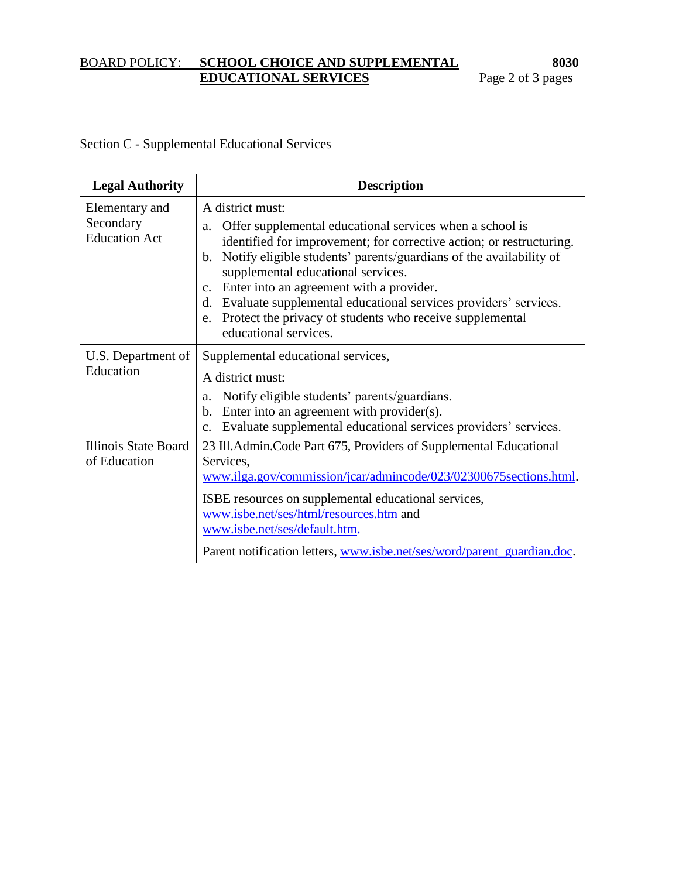Section C - Supplemental Educational Services

| Legal Authority | Description |
|---|---|
| Elementary and Secondary Education Act | A district must:<br>a. Offer supplemental educational services when a school is identified for improvement; for corrective action; or restructuring.<br>b. Notify eligible students' parents/guardians of the availability of supplemental educational services.<br>c. Enter into an agreement with a provider.<br>d. Evaluate supplemental educational services providers' services.<br>e. Protect the privacy of students who receive supplemental educational services. |
| U.S. Department of Education | Supplemental educational services,<br>A district must:<br>a. Notify eligible students' parents/guardians.<br>b. Enter into an agreement with provider(s).<br>c. Evaluate supplemental educational services providers' services. |
| Illinois State Board of Education | 23 Ill.Admin.Code Part 675, Providers of Supplemental Educational Services, www.ilga.gov/commission/jcar/admincode/023/02300675sections.html.<br>ISBE resources on supplemental educational services, www.isbe.net/ses/html/resources.htm and www.isbe.net/ses/default.htm.<br>Parent notification letters, www.isbe.net/ses/word/parent_guardian.doc. |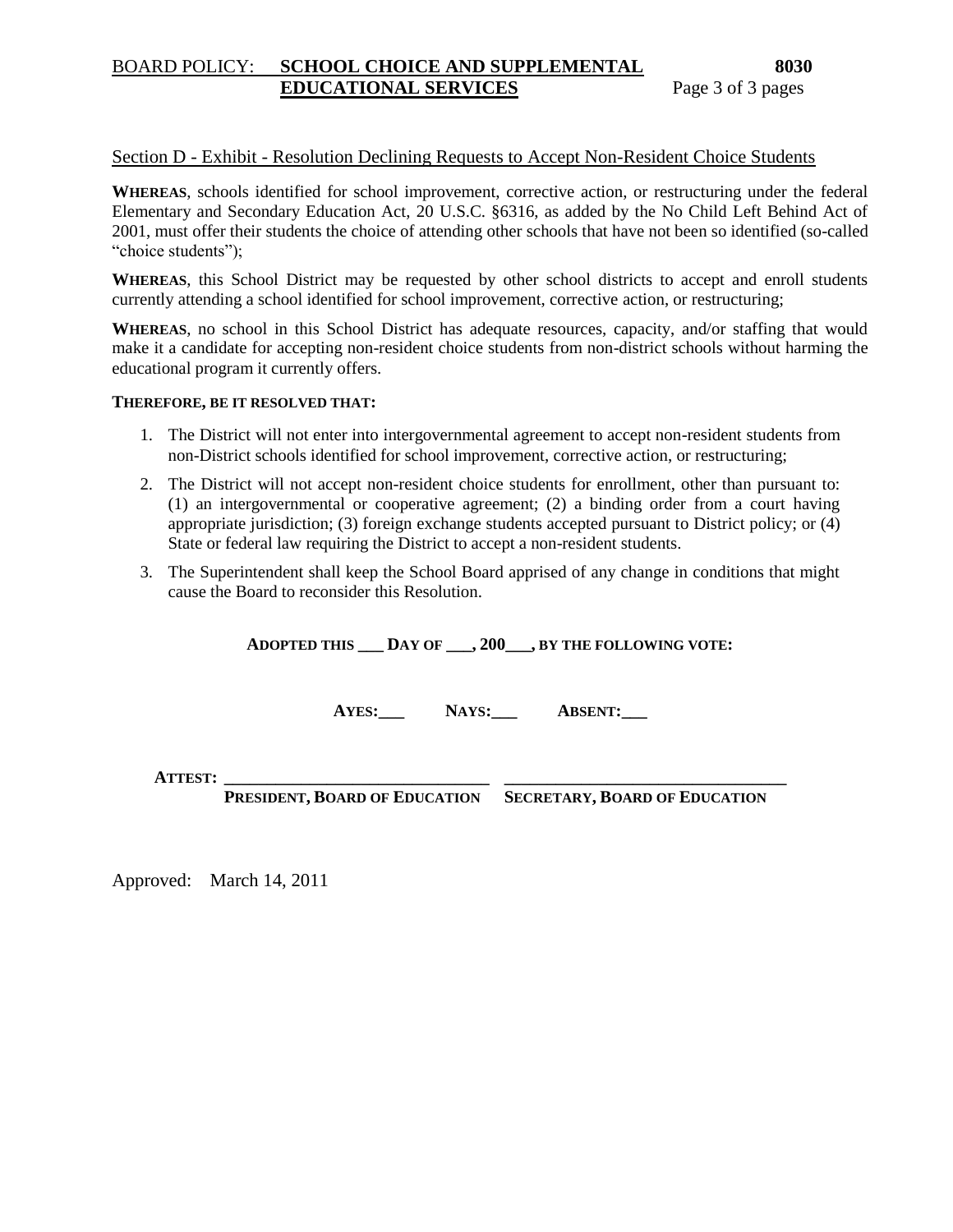## Section D - Exhibit - Resolution Declining Requests to Accept Non-Resident Choice Students

**WHEREAS**, schools identified for school improvement, corrective action, or restructuring under the federal Elementary and Secondary Education Act, 20 U.S.C. §6316, as added by the No Child Left Behind Act of 2001, must offer their students the choice of attending other schools that have not been so identified (so-called "choice students");

**WHEREAS**, this School District may be requested by other school districts to accept and enroll students currently attending a school identified for school improvement, corrective action, or restructuring;

**WHEREAS**, no school in this School District has adequate resources, capacity, and/or staffing that would make it a candidate for accepting non-resident choice students from non-district schools without harming the educational program it currently offers.

**THEREFORE, BE IT RESOLVED THAT:**

1. The District will not enter into intergovernmental agreement to accept non-resident students from non-District schools identified for school improvement, corrective action, or restructuring;
2. The District will not accept non-resident choice students for enrollment, other than pursuant to: (1) an intergovernmental or cooperative agreement; (2) a binding order from a court having appropriate jurisdiction; (3) foreign exchange students accepted pursuant to District policy; or (4) State or federal law requiring the District to accept a non-resident students.
3. The Superintendent shall keep the School Board apprised of any change in conditions that might cause the Board to reconsider this Resolution.

**ADOPTED THIS \_\_\_ DAY OF \_\_\_, 200\_\_\_, BY THE FOLLOWING VOTE:**

**AYES:\_\_\_ NAYS:\_\_\_ ABSENT:\_\_\_**

**ATTEST:** \_\_\_\_\_\_\_\_\_\_\_\_\_\_\_\_\_\_\_\_\_\_\_\_\_\_\_\_\_\_ \_\_\_\_\_\_\_\_\_\_\_\_\_\_\_\_\_\_\_\_\_\_\_\_\_\_\_\_\_\_\_\_

**PRESIDENT, BOARD OF EDUCATION** **SECRETARY, BOARD OF EDUCATION**

Approved: March 14, 2011